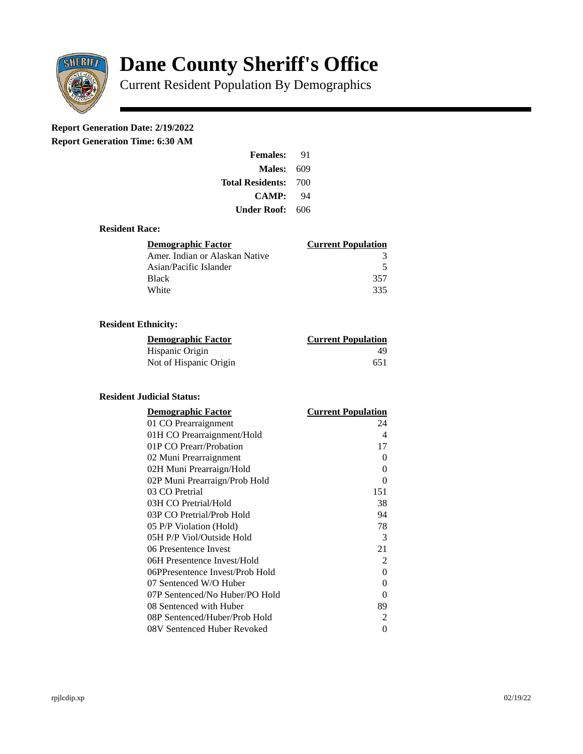# Dane County Sheriff's Office

Current Resident Population By Demographics

**Report Generation Date: 2/19/2022**

**Report Generation Time: 6:30 AM**

| | |
|---|---|
| **Females:** | 91 |
| **Males:** | 609 |
| **Total Residents:** | 700 |
| **CAMP:** | 94 |
| **Under Roof:** | 606 |

### Resident Race:

| Demographic Factor | Current Population |
|---|---|
| Amer. Indian or Alaskan Native | 3 |
| Asian/Pacific Islander | 5 |
| Black | 357 |
| White | 335 |

### Resident Ethnicity:

| Demographic Factor | Current Population |
|---|---|
| Hispanic Origin | 49 |
| Not of Hispanic Origin | 651 |

### Resident Judicial Status:

| Demographic Factor | Current Population |
|---|---|
| 01 CO Prearraignment | 24 |
| 01H CO Prearraignment/Hold | 4 |
| 01P CO Prearr/Probation | 17 |
| 02 Muni Prearraignment | 0 |
| 02H Muni Prearraign/Hold | 0 |
| 02P Muni Prearraign/Prob Hold | 0 |
| 03 CO Pretrial | 151 |
| 03H CO Pretrial/Hold | 38 |
| 03P CO Pretrial/Prob Hold | 94 |
| 05 P/P Violation (Hold) | 78 |
| 05H P/P Viol/Outside Hold | 3 |
| 06 Presentence Invest | 21 |
| 06H Presentence Invest/Hold | 2 |
| 06PPresentence Invest/Prob Hold | 0 |
| 07 Sentenced W/O Huber | 0 |
| 07P Sentenced/No Huber/PO Hold | 0 |
| 08 Sentenced with Huber | 89 |
| 08P Sentenced/Huber/Prob Hold | 2 |
| 08V Sentenced Huber Revoked | 0 |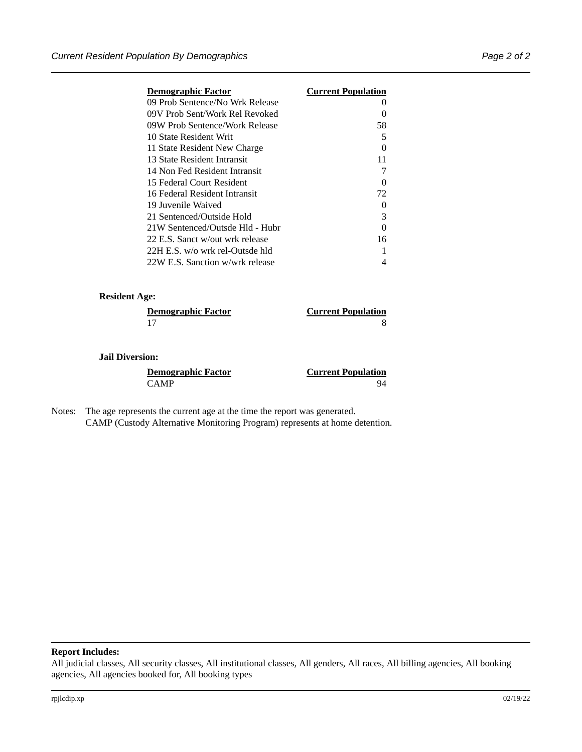| Demographic Factor | Current Population |
| --- | --- |
| 09 Prob Sentence/No Wrk Release | 0 |
| 09V Prob Sent/Work Rel Revoked | 0 |
| 09W Prob Sentence/Work Release | 58 |
| 10 State Resident Writ | 5 |
| 11 State Resident New Charge | 0 |
| 13 State Resident Intransit | 11 |
| 14 Non Fed Resident Intransit | 7 |
| 15 Federal Court Resident | 0 |
| 16 Federal Resident Intransit | 72 |
| 19 Juvenile Waived | 0 |
| 21 Sentenced/Outside Hold | 3 |
| 21W Sentenced/Outsde Hld - Hubr | 0 |
| 22 E.S. Sanct w/out wrk release | 16 |
| 22H E.S. w/o wrk rel-Outsde hld | 1 |
| 22W E.S. Sanction w/wrk release | 4 |

**Resident Age:**

| Demographic Factor | Current Population |
| --- | --- |
| 17 | 8 |

**Jail Diversion:**

| Demographic Factor | Current Population |
| --- | --- |
| CAMP | 94 |

Notes: The age represents the current age at the time the report was generated.
CAMP (Custody Alternative Monitoring Program) represents at home detention.

**Report Includes:**

All judicial classes, All security classes, All institutional classes, All genders, All races, All billing agencies, All booking agencies, All agencies booked for, All booking types